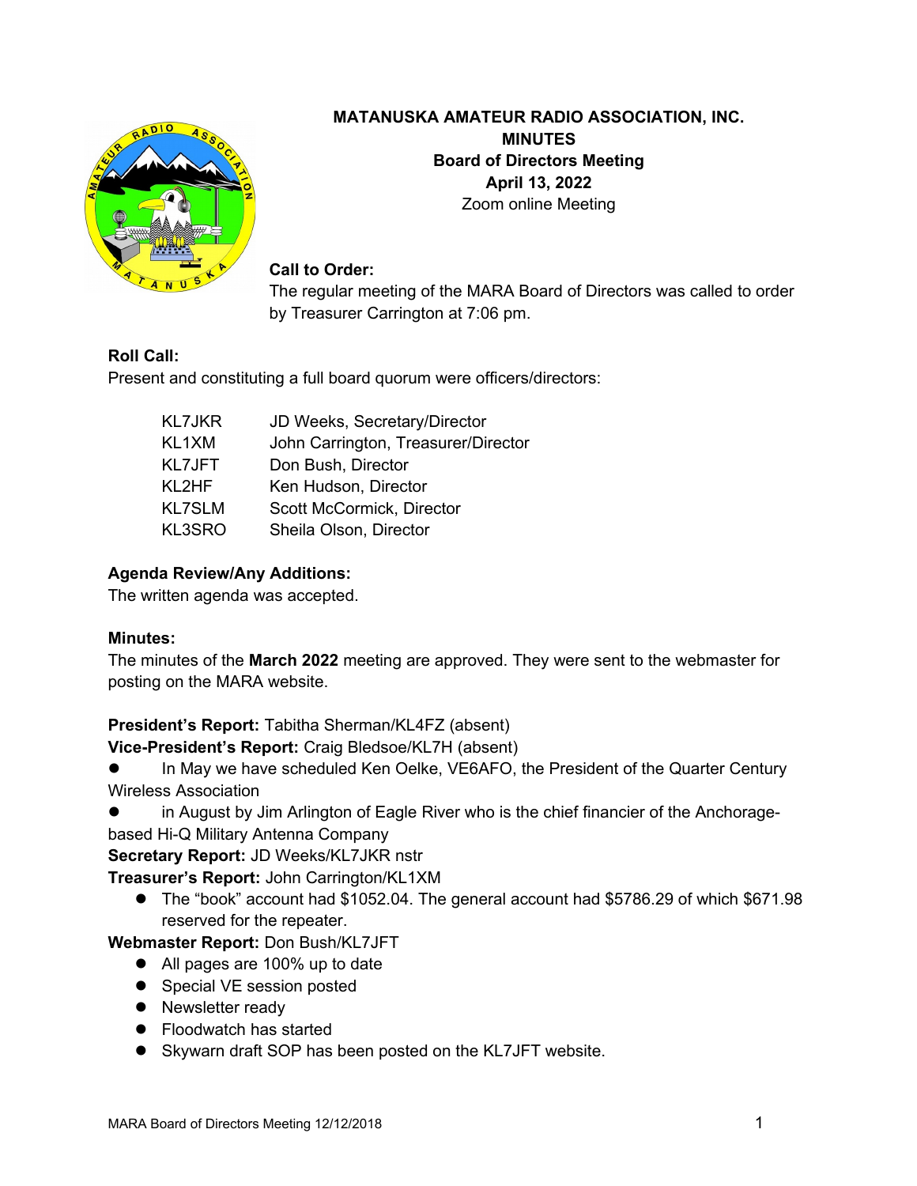**MATANUSKA AMATEUR RADIO ASSOCIATION, INC.**
**MINUTES**
**Board of Directors Meeting**
**April 13, 2022**
Zoom online Meeting

**Call to Order:**
The regular meeting of the MARA Board of Directors was called to order by Treasurer Carrington at 7:06 pm.

**Roll Call:**
Present and constituting a full board quorum were officers/directors:

| | |
|---|---|
| KL7JKR | JD Weeks, Secretary/Director |
| KL1XM | John Carrington, Treasurer/Director |
| KL7JFT | Don Bush, Director |
| KL2HF | Ken Hudson, Director |
| KL7SLM | Scott McCormick, Director |
| KL3SRO | Sheila Olson, Director |

**Agenda Review/Any Additions:**
The written agenda was accepted.

**Minutes:**
The minutes of the **March 2022** meeting are approved. They were sent to the webmaster for posting on the MARA website.

**President's Report:** Tabitha Sherman/KL4FZ (absent)
**Vice-President's Report:** Craig Bledsoe/KL7H (absent)

- In May we have scheduled Ken Oelke, VE6AFO, the President of the Quarter Century Wireless Association
- in August by Jim Arlington of Eagle River who is the chief financier of the Anchorage-based Hi-Q Military Antenna Company

**Secretary Report:** JD Weeks/KL7JKR nstr
**Treasurer's Report:** John Carrington/KL1XM

- The "book" account had $1052.04. The general account had $5786.29 of which $671.98 reserved for the repeater.

**Webmaster Report:** Don Bush/KL7JFT

- All pages are 100% up to date
- Special VE session posted
- Newsletter ready
- Floodwatch has started
- Skywarn draft SOP has been posted on the KL7JFT website.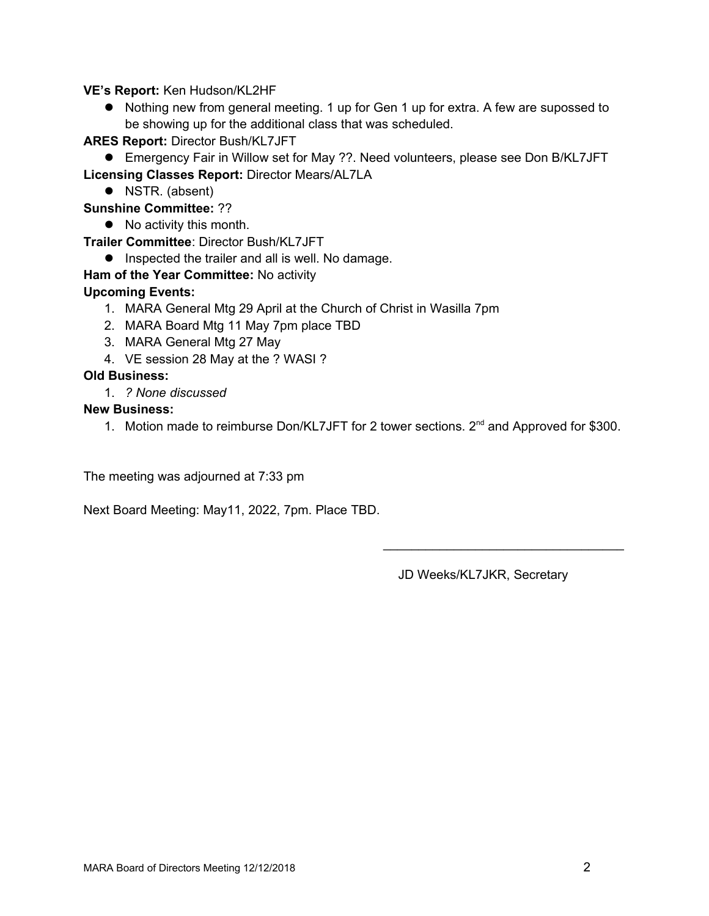**VE's Report:** Ken Hudson/KL2HF

- Nothing new from general meeting. 1 up for Gen 1 up for extra. A few are supossed to be showing up for the additional class that was scheduled.

**ARES Report:** Director Bush/KL7JFT

- Emergency Fair in Willow set for May ??. Need volunteers, please see Don B/KL7JFT

**Licensing Classes Report:** Director Mears/AL7LA

- NSTR. (absent)

**Sunshine Committee:** ??

- No activity this month.

**Trailer Committee**: Director Bush/KL7JFT

- Inspected the trailer and all is well. No damage.

**Ham of the Year Committee:** No activity

**Upcoming Events:**

1. MARA General Mtg 29 April at the Church of Christ in Wasilla 7pm
2. MARA Board Mtg 11 May 7pm place TBD
3. MARA General Mtg 27 May
4. VE session 28 May at the ? WASI ?

**Old Business:**

1. *? None discussed*

**New Business:**

1. Motion made to reimburse Don/KL7JFT for 2 tower sections. 2nd and Approved for $300.

The meeting was adjourned at 7:33 pm

Next Board Meeting: May11, 2022, 7pm. Place TBD.

JD Weeks/KL7JKR, Secretary